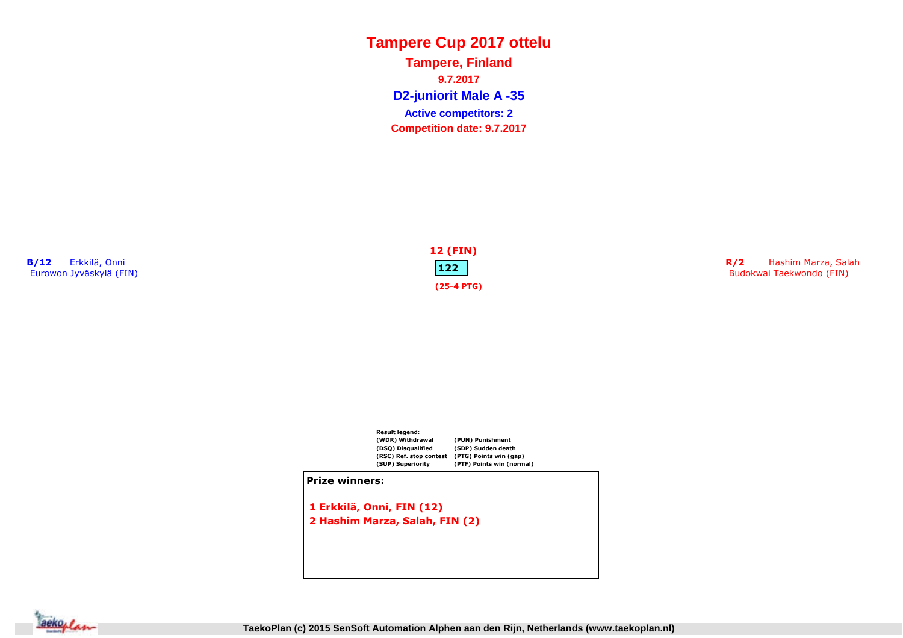# Tampere Cup 2017 ottelu

## Tampere, Finland

**9.7.2017**

## D2-juniorit Male A -35

**Active competitors: 2**

**Competition date: 9.7.2017**

**B/12** Erkkilä, Onni
Eurowon Jyväskylä (FIN)

**12 (FIN)**
**122**
**(25-4 PTG)**

**R/2** Hashim Marza, Salah
Budokwai Taekwondo (FIN)

**Result legend:**

| | |
|---|---|
| (WDR) Withdrawal | (PUN) Punishment |
| (DSQ) Disqualified | (SDP) Sudden death |
| (RSC) Ref. stop contest | (PTG) Points win (gap) |
| (SUP) Superiority | (PTF) Points win (normal) |

**Prize winners:**

1 Erkkilä, Onni, FIN (12)
2 Hashim Marza, Salah, FIN (2)

TaekoPlan (c) 2015 SenSoft Automation Alphen aan den Rijn, Netherlands (www.taekoplan.nl)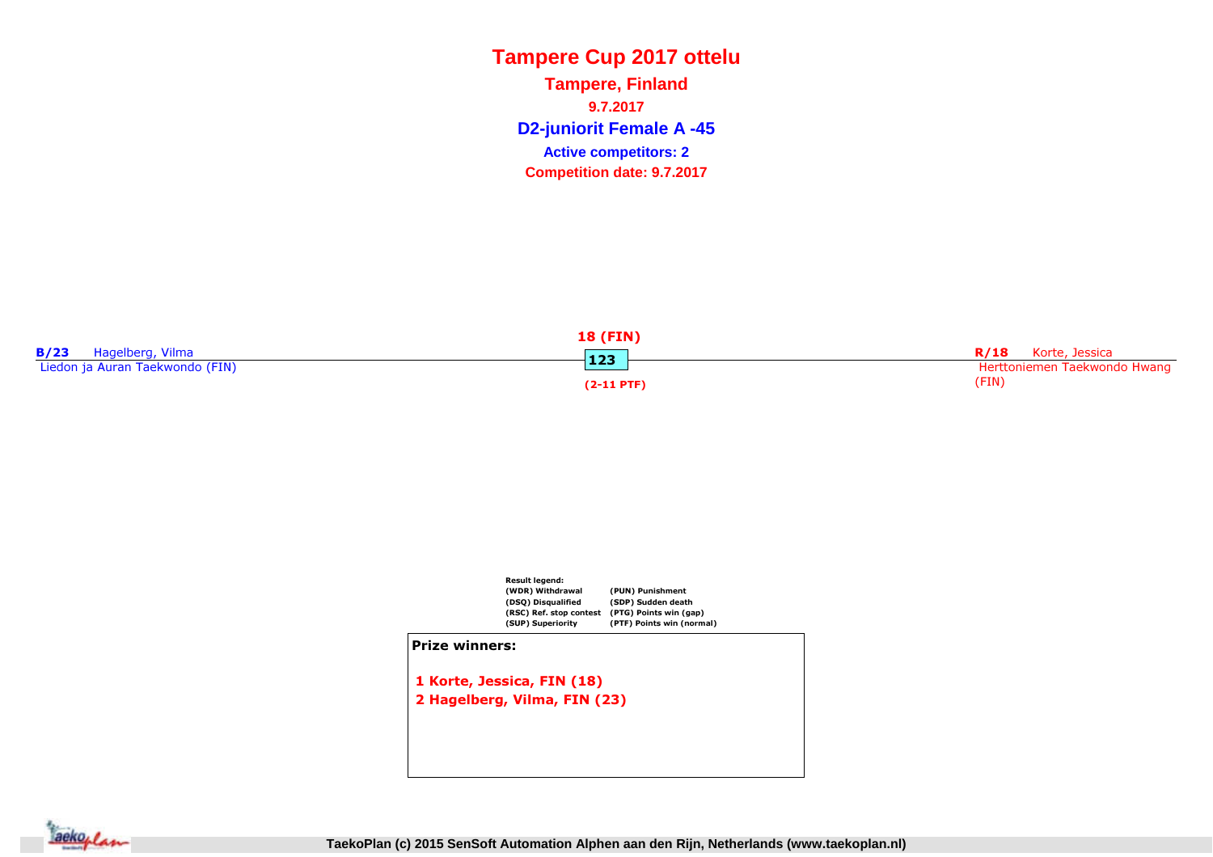# Tampere Cup 2017 ottelu

## Tampere, Finland

**9.7.2017**

## D2-juniorit Female A -45

**Active competitors: 2**

**Competition date: 9.7.2017**

**B/23** Hagelberg, Vilma
Liedon ja Auran Taekwondo (FIN)

**18 (FIN)**

**123**

**(2-11 PTF)**

**R/18** Korte, Jessica
Herttoniemen Taekwondo Hwang (FIN)

**Result legend:**

| | |
|---|---|
| (WDR) Withdrawal | (PUN) Punishment |
| (DSQ) Disqualified | (SDP) Sudden death |
| (RSC) Ref. stop contest | (PTG) Points win (gap) |
| (SUP) Superiority | (PTF) Points win (normal) |

**Prize winners:**

1 Korte, Jessica, FIN (18)
2 Hagelberg, Vilma, FIN (23)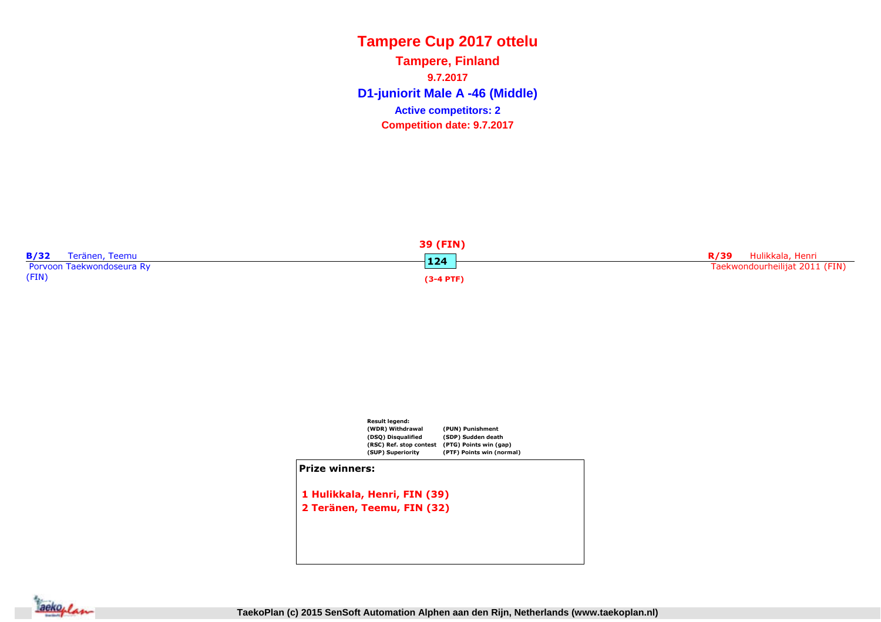# Tampere Cup 2017 ottelu

## Tampere, Finland

**9.7.2017**

## D1-juniorit Male A -46 (Middle)

**Active competitors: 2**

**Competition date: 9.7.2017**

**B/32** Teränen, Teemu
Porvoon Taekwondoseura Ry
(FIN)

**39 (FIN)**

**124**

**(3-4 PTF)**

**R/39** Hulikkala, Henri
Taekwondourheilijat 2011 (FIN)

**Result legend:**

| | |
|---|---|
| (WDR) Withdrawal | (PUN) Punishment |
| (DSQ) Disqualified | (SDP) Sudden death |
| (RSC) Ref. stop contest | (PTG) Points win (gap) |
| (SUP) Superiority | (PTF) Points win (normal) |

**Prize winners:**

1 Hulikkala, Henri, FIN (39)
2 Teränen, Teemu, FIN (32)

TaekoPlan (c) 2015 SenSoft Automation Alphen aan den Rijn, Netherlands (www.taekoplan.nl)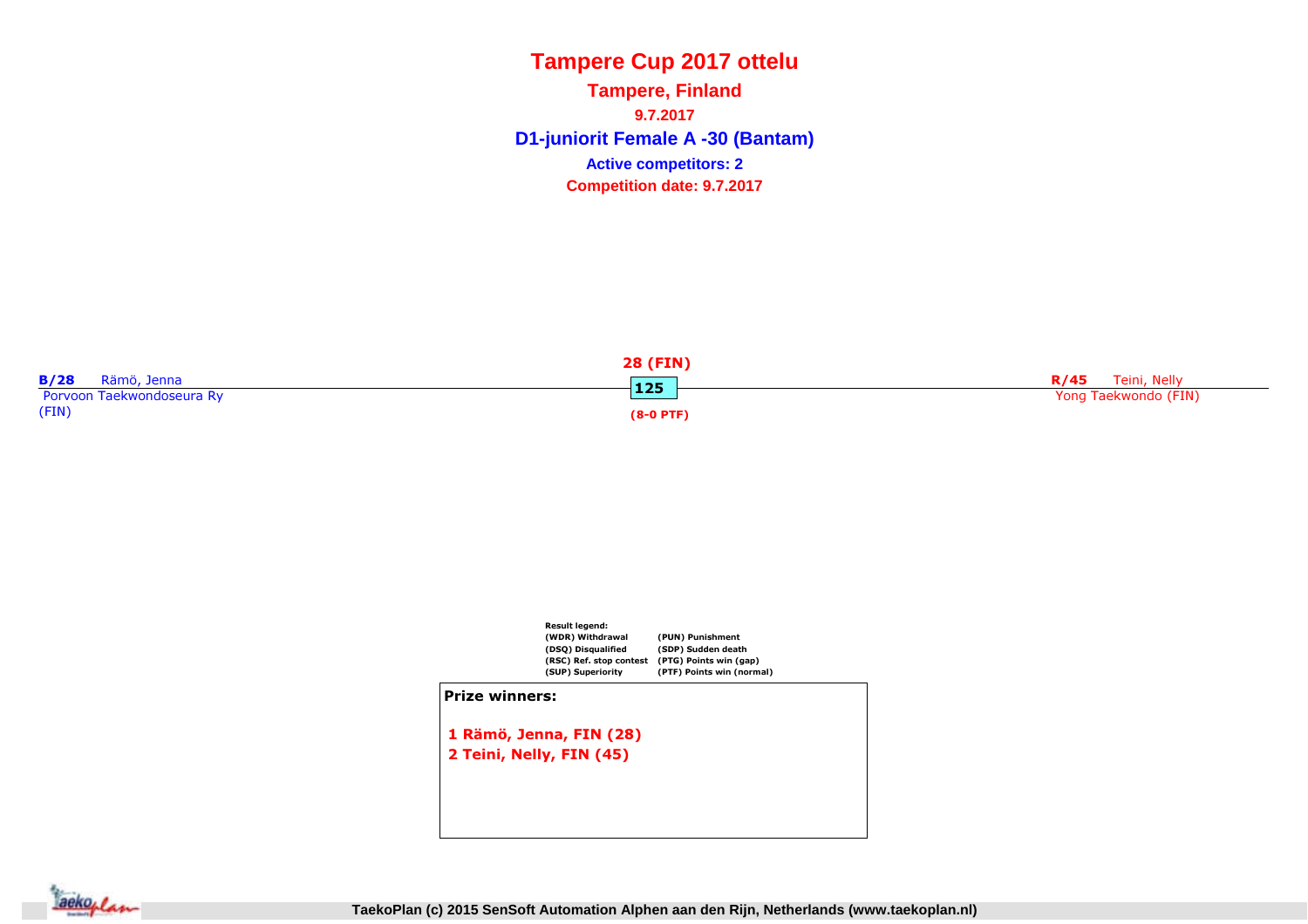# Tampere Cup 2017 ottelu

## Tampere, Finland

9.7.2017

## D1-juniorit Female A -30 (Bantam)

**Active competitors: 2**

**Competition date: 9.7.2017**

**B/28** Rämö, Jenna
Porvoon Taekwondoseura Ry
(FIN)

**28 (FIN)**
125
**(8-0 PTF)**

**R/45** Teini, Nelly
Yong Taekwondo (FIN)

**Result legend:**

| | |
|---|---|
| (WDR) Withdrawal | (PUN) Punishment |
| (DSQ) Disqualified | (SDP) Sudden death |
| (RSC) Ref. stop contest | (PTG) Points win (gap) |
| (SUP) Superiority | (PTF) Points win (normal) |

**Prize winners:**

1 Rämö, Jenna, FIN (28)
2 Teini, Nelly, FIN (45)

TaekoPlan (c) 2015 SenSoft Automation Alphen aan den Rijn, Netherlands (www.taekoplan.nl)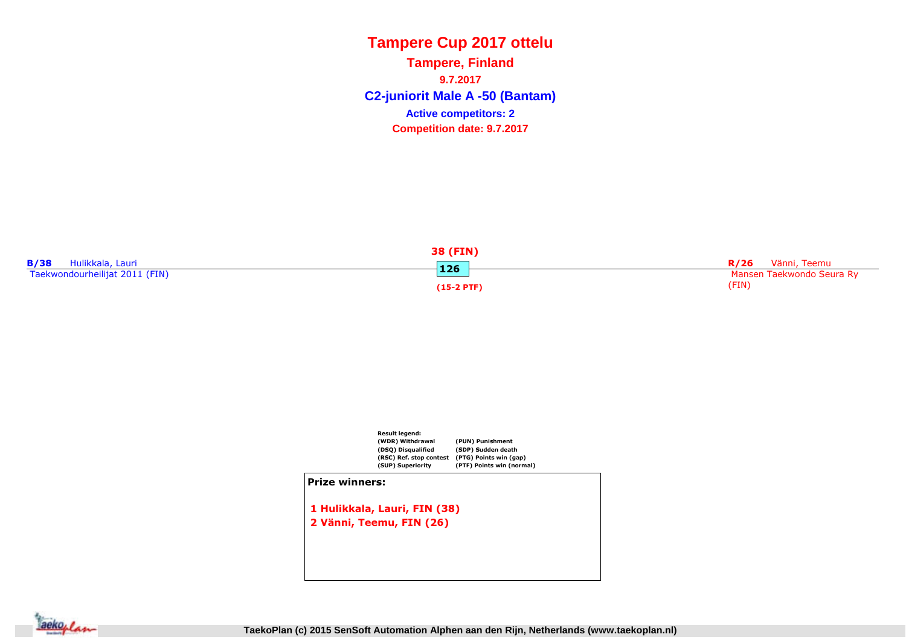# Tampere Cup 2017 ottelu

## Tampere, Finland

**9.7.2017**

## C2-juniorit Male A -50 (Bantam)

**Active competitors: 2**

**Competition date: 9.7.2017**

**B/38** Hulikkala, Lauri
Taekwondourheilijat 2011 (FIN)

**38 (FIN)**

**126**

**(15-2 PTF)**

**R/26** Vänni, Teemu
Mansen Taekwondo Seura Ry (FIN)

**Result legend:**

| | |
|---|---|
| (WDR) Withdrawal | (PUN) Punishment |
| (DSQ) Disqualified | (SDP) Sudden death |
| (RSC) Ref. stop contest | (PTG) Points win (gap) |
| (SUP) Superiority | (PTF) Points win (normal) |

**Prize winners:**

1 Hulikkala, Lauri, FIN (38)
2 Vänni, Teemu, FIN (26)

TaekoPlan (c) 2015 SenSoft Automation Alphen aan den Rijn, Netherlands (www.taekoplan.nl)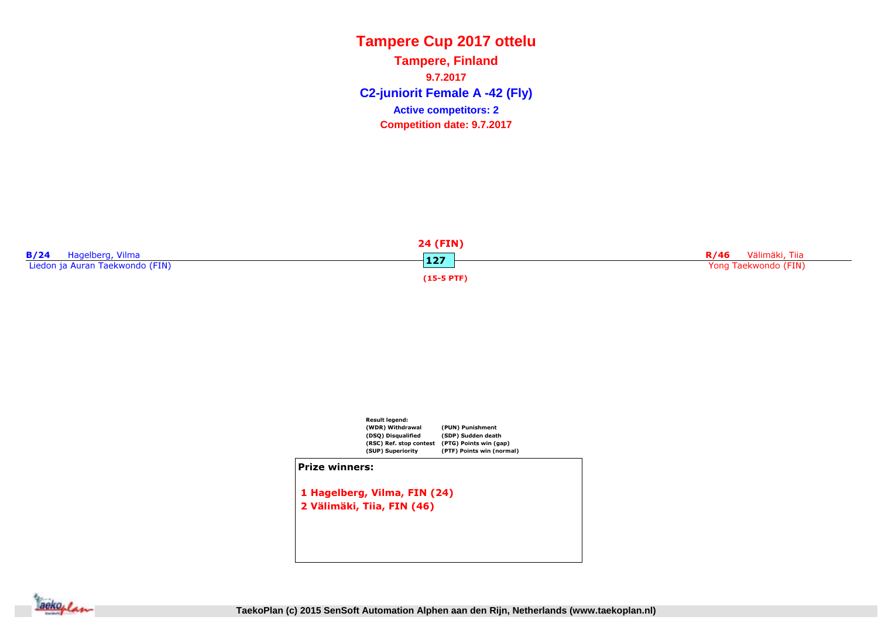# Tampere Cup 2017 ottelu

## Tampere, Finland

**9.7.2017**

## C2-juniorit Female A -42 (Fly)

**Active competitors: 2**

**Competition date: 9.7.2017**

**B/24** Hagelberg, Vilma
Liedon ja Auran Taekwondo (FIN)

**24 (FIN)**
**127**
**(15-5 PTF)**

**R/46** Välimäki, Tiia
Yong Taekwondo (FIN)

**Result legend:**

| | |
|---|---|
| (WDR) Withdrawal | (PUN) Punishment |
| (DSQ) Disqualified | (SDP) Sudden death |
| (RSC) Ref. stop contest | (PTG) Points win (gap) |
| (SUP) Superiority | (PTF) Points win (normal) |

**Prize winners:**

1 Hagelberg, Vilma, FIN (24)
2 Välimäki, Tiia, FIN (46)

TaekoPlan (c) 2015 SenSoft Automation Alphen aan den Rijn, Netherlands (www.taekoplan.nl)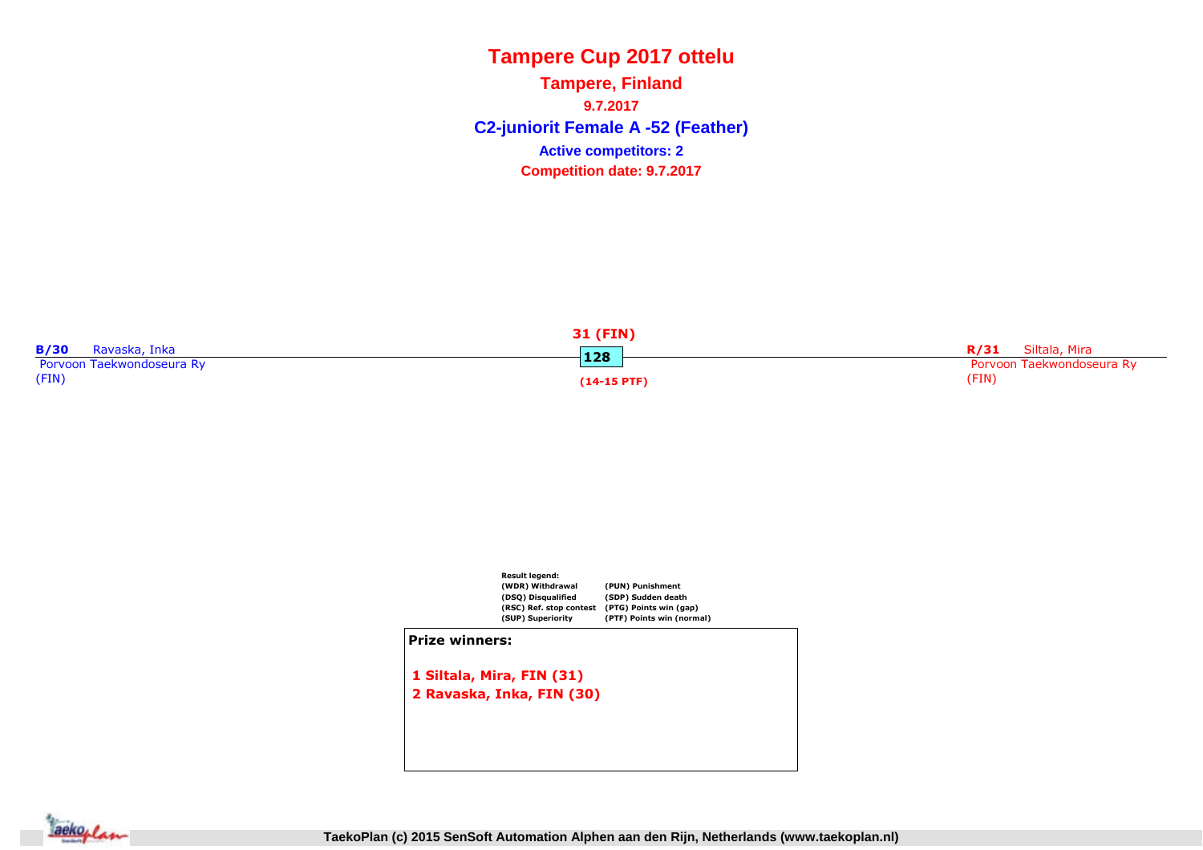# Tampere Cup 2017 ottelu

## Tampere, Finland

9.7.2017

## C2-juniorit Female A -52 (Feather)

**Active competitors: 2**

**Competition date: 9.7.2017**

**B/30** Ravaska, Inka
Porvoon Taekwondoseura Ry
(FIN)

**31 (FIN)**
**128**
**(14-15 PTF)**

**R/31** Siltala, Mira
Porvoon Taekwondoseura Ry
(FIN)

**Result legend:**

| | |
|---|---|
| (WDR) Withdrawal | (PUN) Punishment |
| (DSQ) Disqualified | (SDP) Sudden death |
| (RSC) Ref. stop contest | (PTG) Points win (gap) |
| (SUP) Superiority | (PTF) Points win (normal) |

**Prize winners:**

1 Siltala, Mira, FIN (31)
2 Ravaska, Inka, FIN (30)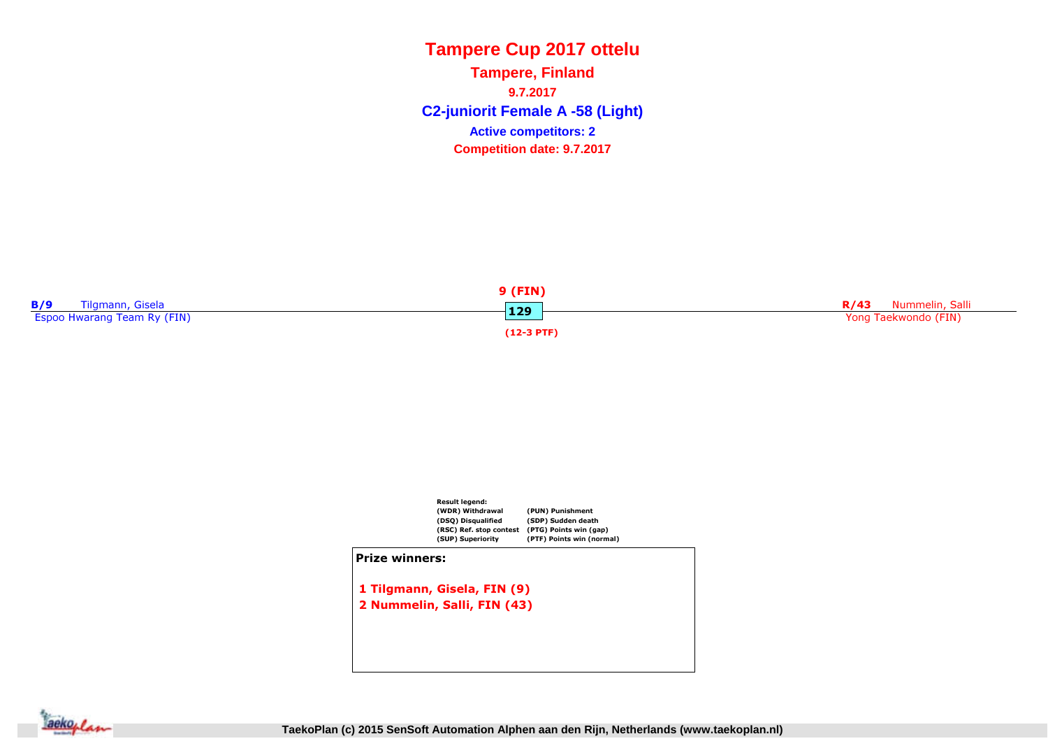# Tampere Cup 2017 ottelu

## Tampere, Finland

**9.7.2017**

## C2-juniorit Female A -58 (Light)

**Active competitors: 2**

**Competition date: 9.7.2017**

**B/9** Tilgmann, Gisela
Espoo Hwarang Team Ry (FIN)

**9 (FIN)**
**129**
**(12-3 PTF)**

**R/43** Nummelin, Salli
Yong Taekwondo (FIN)

**Result legend:**

| | |
|---|---|
| (WDR) Withdrawal | (PUN) Punishment |
| (DSQ) Disqualified | (SDP) Sudden death |
| (RSC) Ref. stop contest | (PTG) Points win (gap) |
| (SUP) Superiority | (PTF) Points win (normal) |

**Prize winners:**

1 Tilgmann, Gisela, FIN (9)
2 Nummelin, Salli, FIN (43)

TaekoPlan (c) 2015 SenSoft Automation Alphen aan den Rijn, Netherlands (www.taekoplan.nl)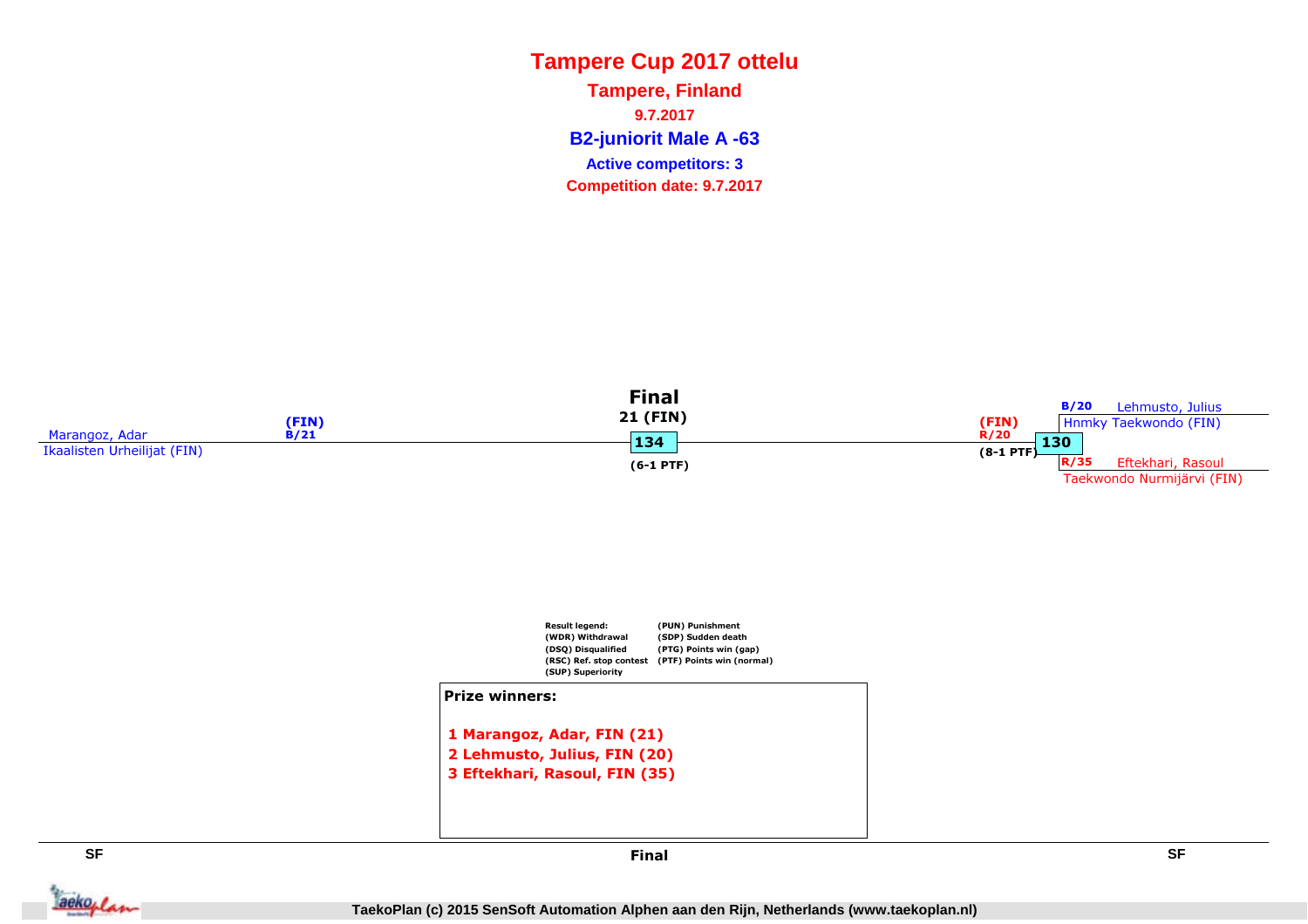# Tampere Cup 2017 ottelu

## Tampere, Finland

**9.7.2017**

## B2-juniorit Male A -63

**Active competitors: 3**

**Competition date: 9.7.2017**

**Final**

**21 (FIN)**

Marangoz, Adar (FIN) B/21
Ikaalisten Urheilijat (FIN)

**134**

**(6-1 PTF)**

(FIN) R/20

**(8-1 PTF)**

**130**

B/20 Lehmusto, Julius
Hnmky Taekwondo (FIN)

R/35 Eftekhari, Rasoul
Taekwondo Nurmijärvi (FIN)

**Result legend:**
(WDR) Withdrawal
(DSQ) Disqualified
(RSC) Ref. stop contest
(SUP) Superiority
(PUN) Punishment
(SDP) Sudden death
(PTG) Points win (gap)
(PTF) Points win (normal)

**Prize winners:**

1. **Marangoz, Adar, FIN (21)**
2. **Lehmusto, Julius, FIN (20)**
3. **Eftekhari, Rasoul, FIN (35)**

**SF** **Final** **SF**

TaekoPlan (c) 2015 SenSoft Automation Alphen aan den Rijn, Netherlands (www.taekoplan.nl)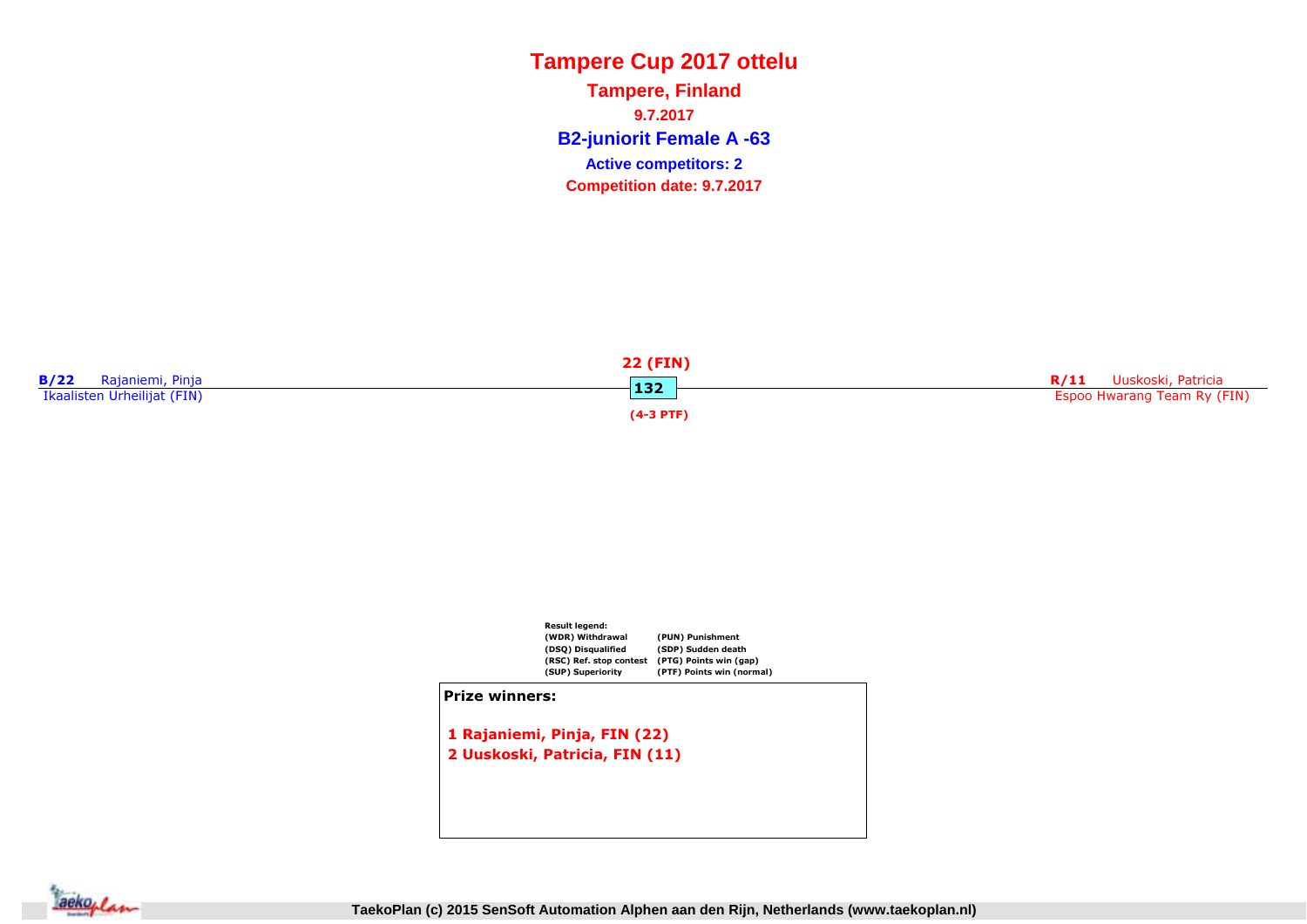# Tampere Cup 2017 ottelu

## Tampere, Finland

**9.7.2017**

## B2-juniorit Female A -63

**Active competitors: 2**

**Competition date: 9.7.2017**

**B/22** Rajaniemi, Pinja
Ikaalisten Urheilijat (FIN)

**22 (FIN)**
**132**
**(4-3 PTF)**

**R/11** Uuskoski, Patricia
Espoo Hwarang Team Ry (FIN)

**Result legend:**

| | |
|---|---|
| (WDR) Withdrawal | (PUN) Punishment |
| (DSQ) Disqualified | (SDP) Sudden death |
| (RSC) Ref. stop contest | (PTG) Points win (gap) |
| (SUP) Superiority | (PTF) Points win (normal) |

**Prize winners:**

1 Rajaniemi, Pinja, FIN (22)
2 Uuskoski, Patricia, FIN (11)

TaekoPlan (c) 2015 SenSoft Automation Alphen aan den Rijn, Netherlands (www.taekoplan.nl)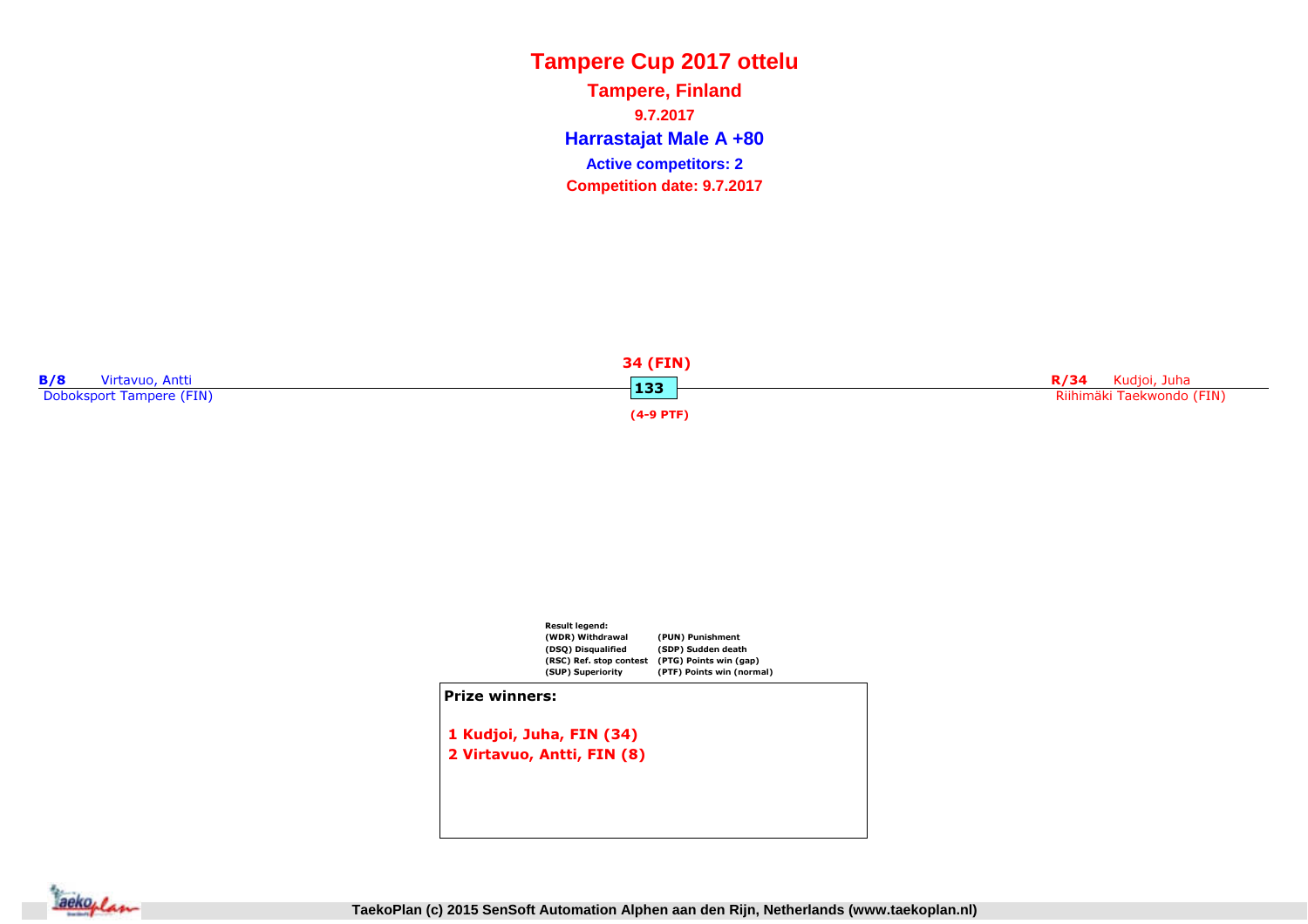# Tampere Cup 2017 ottelu

## Tampere, Finland

**9.7.2017**

## Harrastajat Male A +80

**Active competitors: 2**

**Competition date: 9.7.2017**

**B/8** Virtavuo, Antti
Doboksport Tampere (FIN)

**34 (FIN)**
**133**
**(4-9 PTF)**

**R/34** Kudjoi, Juha
Riihimäki Taekwondo (FIN)

**Result legend:**

| | |
|---|---|
| (WDR) Withdrawal | (PUN) Punishment |
| (DSQ) Disqualified | (SDP) Sudden death |
| (RSC) Ref. stop contest | (PTG) Points win (gap) |
| (SUP) Superiority | (PTF) Points win (normal) |

**Prize winners:**

1 Kudjoi, Juha, FIN (34)
2 Virtavuo, Antti, FIN (8)

TaekoPlan (c) 2015 SenSoft Automation Alphen aan den Rijn, Netherlands (www.taekoplan.nl)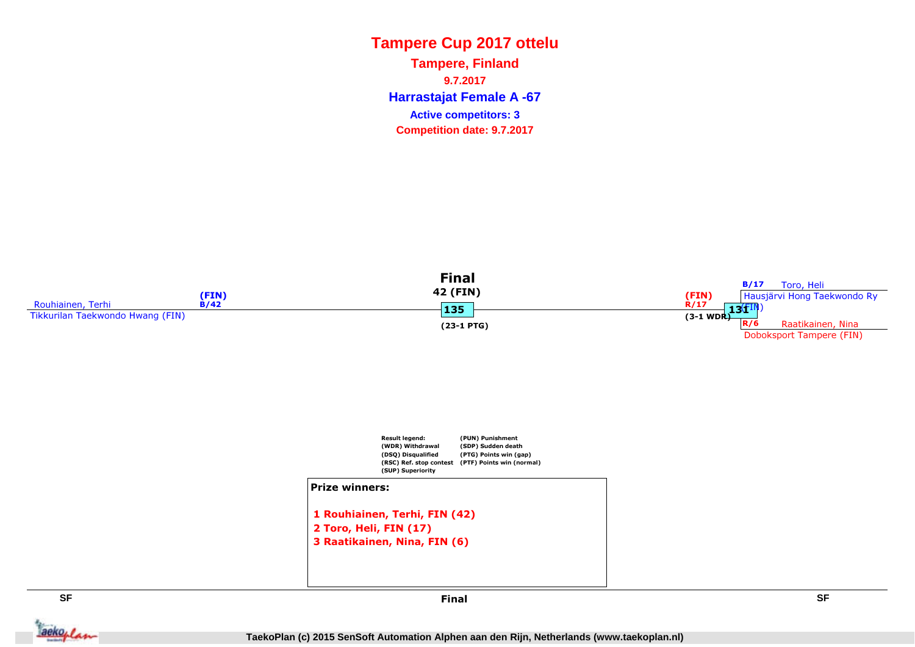# Tampere Cup 2017 ottelu

## Tampere, Finland

**9.7.2017**

## Harrastajat Female A -67

**Active competitors: 3**

**Competition date: 9.7.2017**

**Final**

42 (FIN)

Rouhiainen, Terhi (FIN) B/42
Tikkurilan Taekwondo Hwang (FIN)

135
(23-1 PTG)

(FIN) R/17
(3-1 WDR)

131

B/17 Toro, Heli
Hausjärvi Hong Taekwondo Ry (FIN)

R/6 Raatikainen, Nina
Doboksport Tampere (FIN)

Result legend:
(WDR) Withdrawal
(DSQ) Disqualified
(RSC) Ref. stop contest
(SUP) Superiority
(PUN) Punishment
(SDP) Sudden death
(PTG) Points win (gap)
(PTF) Points win (normal)

**Prize winners:**

1 Rouhiainen, Terhi, FIN (42)
2 Toro, Heli, FIN (17)
3 Raatikainen, Nina, FIN (6)

SF | Final | SF

TaekoPlan (c) 2015 SenSoft Automation Alphen aan den Rijn, Netherlands (www.taekoplan.nl)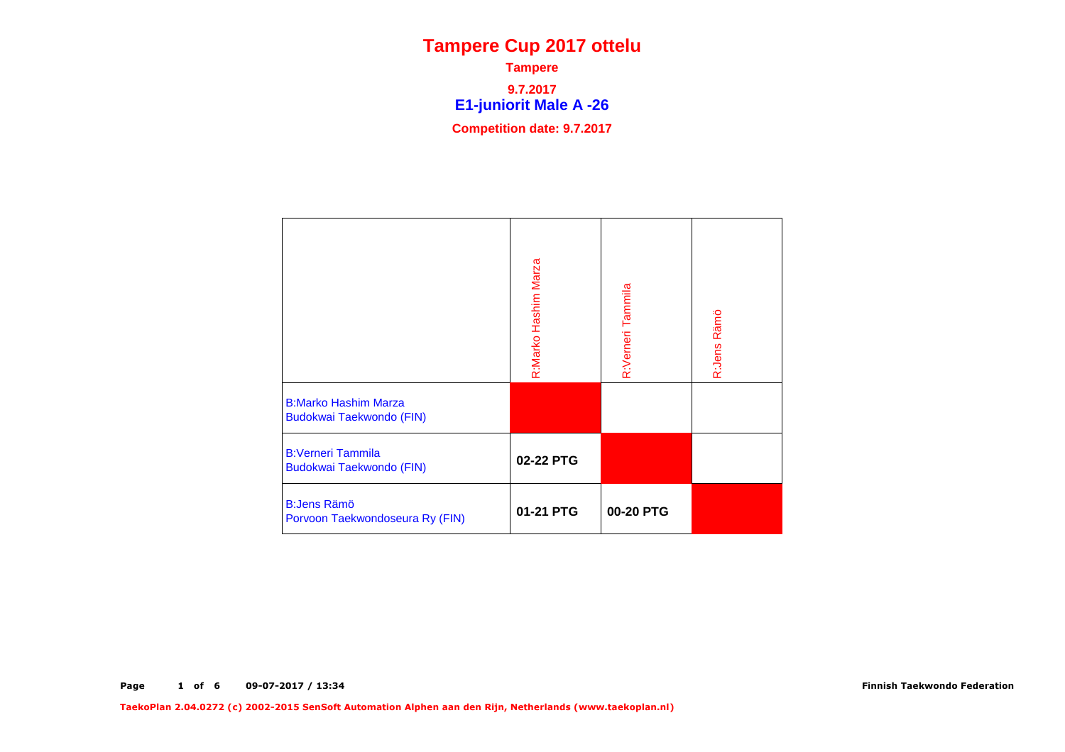# Tampere Cup 2017 ottelu

**Tampere**

**9.7.2017**

## E1-juniorit Male A -26

**Competition date: 9.7.2017**

| | R:Marko Hashim Marza | R:Verneri Tammila | R:Jens Rämö |
|---|---|---|---|
| B:Marko Hashim Marza<br>Budokwai Taekwondo (FIN) | | | |
| B:Verneri Tammila<br>Budokwai Taekwondo (FIN) | **02-22 PTG** | | |
| B:Jens Rämö<br>Porvoon Taekwondoseura Ry (FIN) | **01-21 PTG** | **00-20 PTG** | |

09-07-2017 / 13:34

Finnish Taekwondo Federation

TaekoPlan 2.04.0272 (c) 2002-2015 SenSoft Automation Alphen aan den Rijn, Netherlands (www.taekoplan.nl)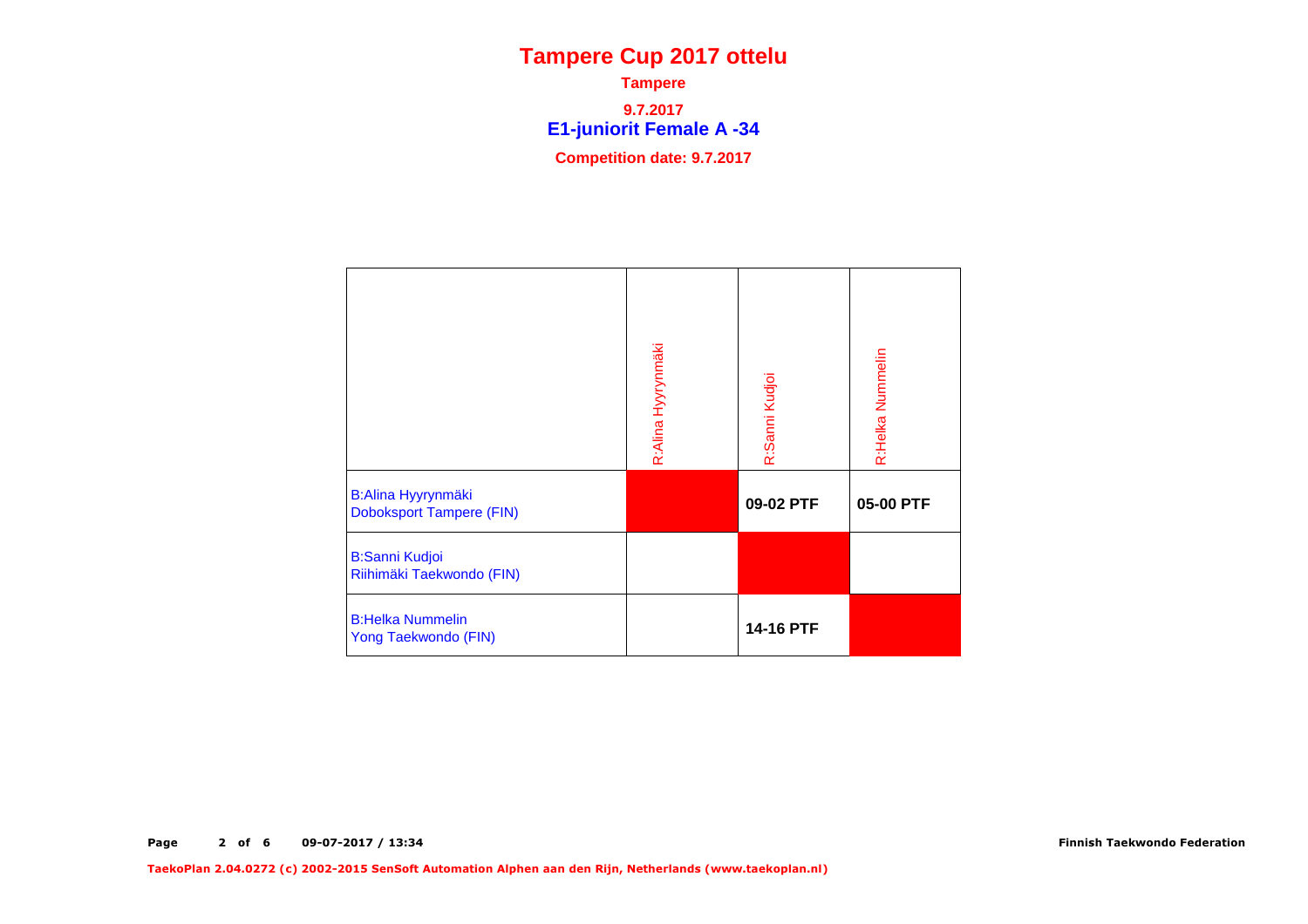# Tampere Cup 2017 ottelu

**Tampere**

**9.7.2017**

## E1-juniorit Female A -34

**Competition date: 9.7.2017**

| | R:Alina Hyyrynmäki | R:Sanni Kudjoi | R:Helka Nummelin |
|---|---|---|---|
| B:Alina Hyyrynmäki<br>Doboksport Tampere (FIN) | | **09-02 PTF** | **05-00 PTF** |
| B:Sanni Kudjoi<br>Riihimäki Taekwondo (FIN) | | | |
| B:Helka Nummelin<br>Yong Taekwondo (FIN) | | **14-16 PTF** | |

Finnish Taekwondo Federation

TaekoPlan 2.04.0272 (c) 2002-2015 SenSoft Automation Alphen aan den Rijn, Netherlands (www.taekoplan.nl)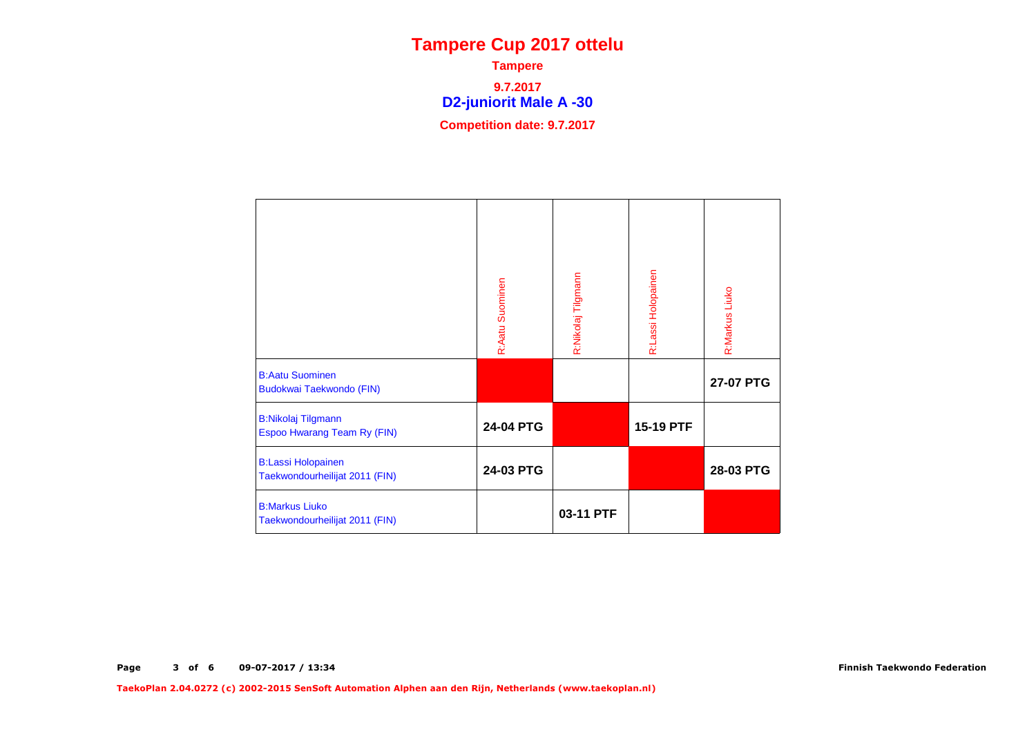# Tampere Cup 2017 ottelu

**Tampere**

**9.7.2017**

## D2-juniorit Male A -30

**Competition date: 9.7.2017**

| | R:Aatu Suominen | R:Nikolaj Tilgmann | R:Lassi Holopainen | R:Markus Liuko |
|---|---|---|---|---|
| B:Aatu Suominen<br>Budokwai Taekwondo (FIN) | | | | **27-07 PTG** |
| B:Nikolaj Tilgmann<br>Espoo Hwarang Team Ry (FIN) | **24-04 PTG** | | **15-19 PTF** | |
| B:Lassi Holopainen<br>Taekwondourheilijat 2011 (FIN) | **24-03 PTG** | | | **28-03 PTG** |
| B:Markus Liuko<br>Taekwondourheilijat 2011 (FIN) | | **03-11 PTF** | | |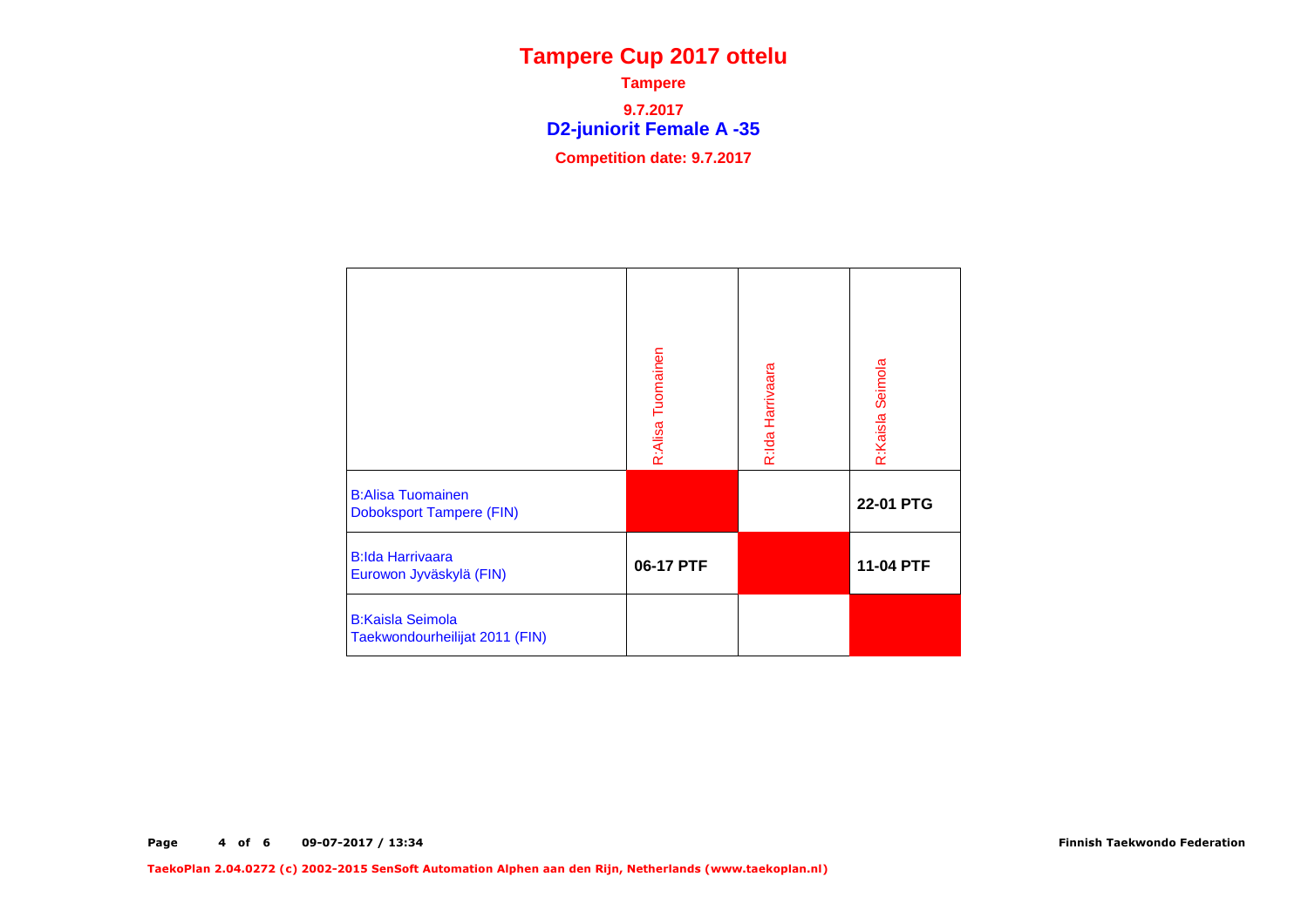# Tampere Cup 2017 ottelu

**Tampere**

**9.7.2017**

## D2-juniorit Female A -35

**Competition date: 9.7.2017**

| | R:Alisa Tuomainen | R:Ida Harrivaara | R:Kaisla Seimola |
|---|---|---|---|
| B:Alisa Tuomainen<br>Doboksport Tampere (FIN) | | | **22-01 PTG** |
| B:Ida Harrivaara<br>Eurowon Jyväskylä (FIN) | **06-17 PTF** | | **11-04 PTF** |
| B:Kaisla Seimola<br>Taekwondourheilijat 2011 (FIN) | | | |

**Page 4 of 6 09-07-2017 / 13:34** **Finnish Taekwondo Federation**

**TaekoPlan 2.04.0272 (c) 2002-2015 SenSoft Automation Alphen aan den Rijn, Netherlands (www.taekoplan.nl)**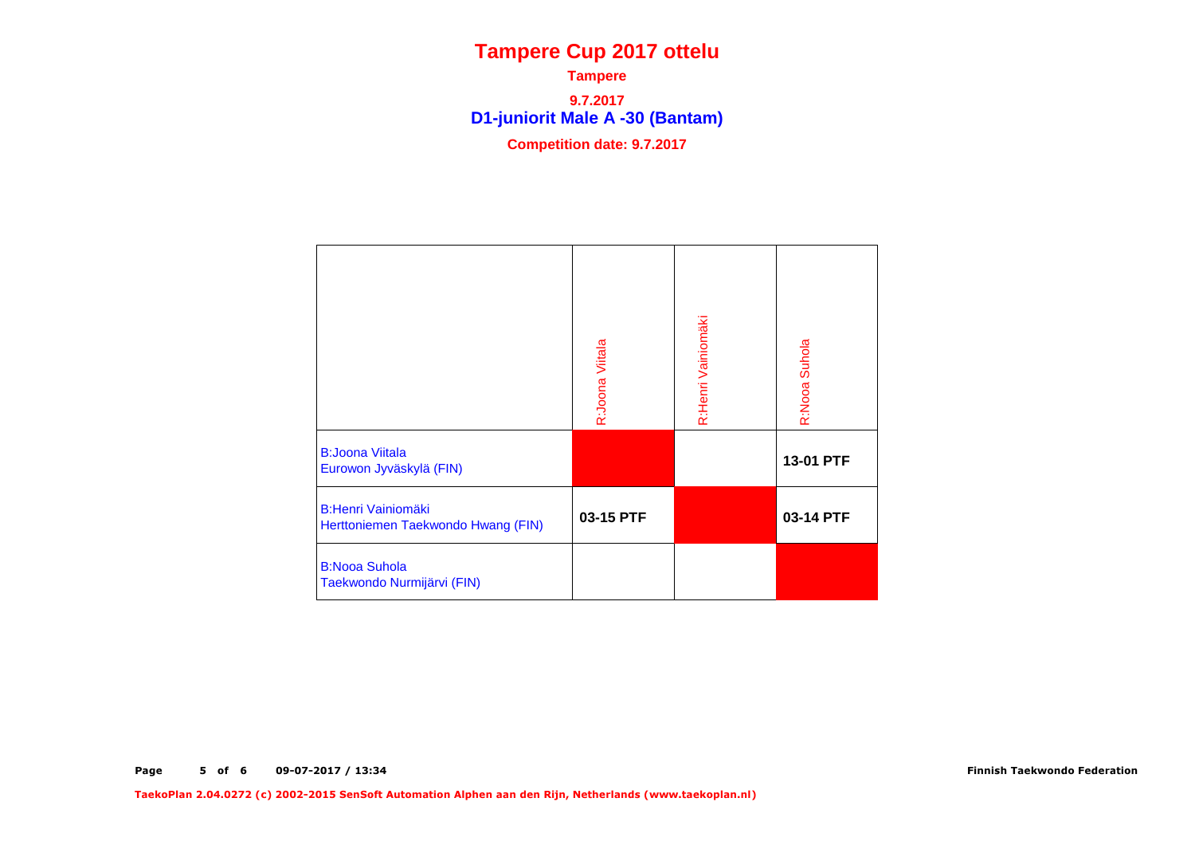# Tampere Cup 2017 ottelu

**Tampere**

**9.7.2017**

## D1-juniorit Male A -30 (Bantam)

**Competition date: 9.7.2017**

| | R:Joona Viitala | R:Henri Vainiomäki | R:Nooa Suhola |
|---|---|---|---|
| B:Joona Viitala<br>Eurowon Jyväskylä (FIN) | | | **13-01 PTF** |
| B:Henri Vainiomäki<br>Herttoniemen Taekwondo Hwang (FIN) | **03-15 PTF** | | **03-14 PTF** |
| B:Nooa Suhola<br>Taekwondo Nurmijärvi (FIN) | | | |

**Finnish Taekwondo Federation**

**TaekoPlan 2.04.0272 (c) 2002-2015 SenSoft Automation Alphen aan den Rijn, Netherlands (www.taekoplan.nl)**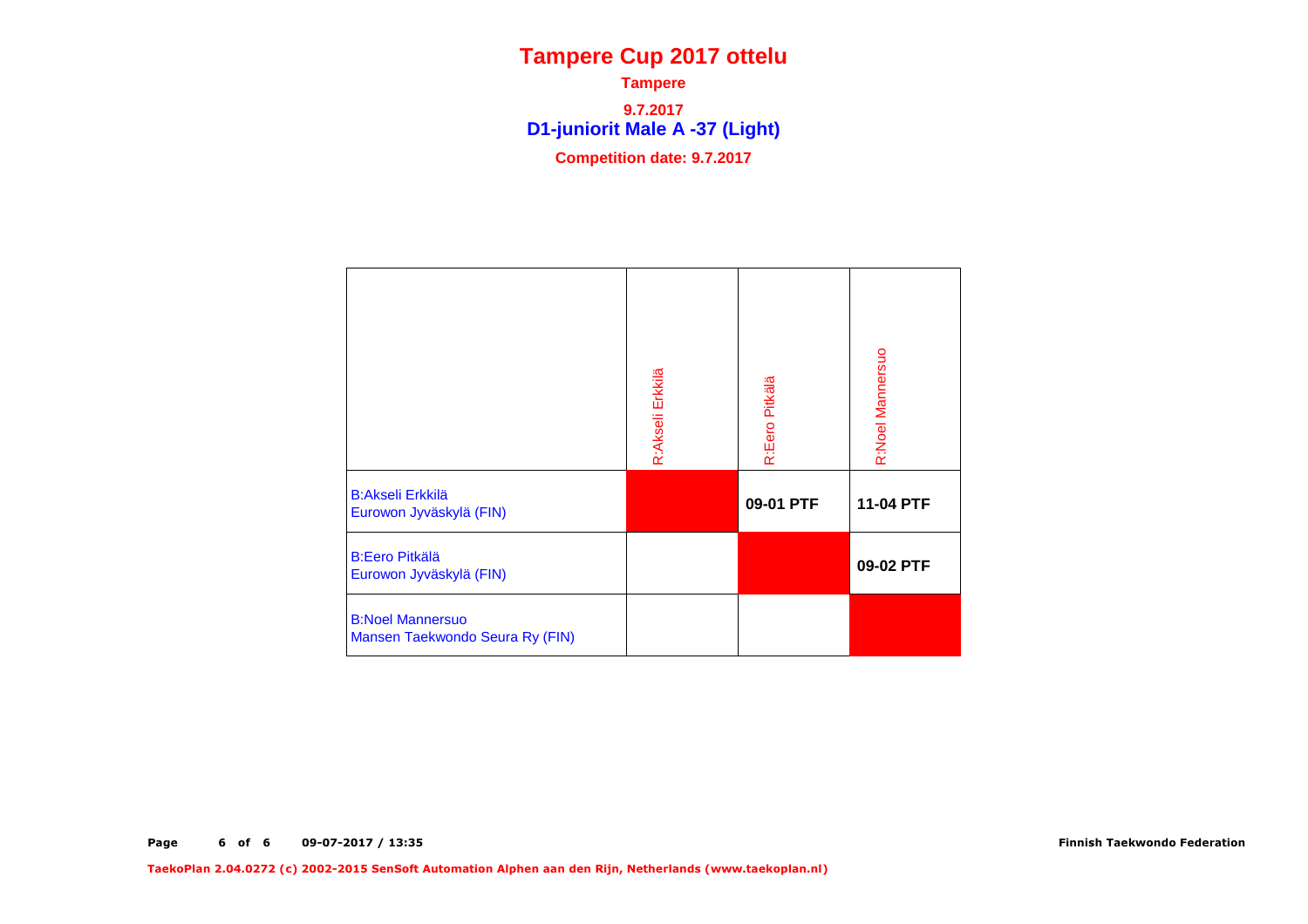# Tampere Cup 2017 ottelu

**Tampere**

**9.7.2017**

## D1-juniorit Male A -37 (Light)

**Competition date: 9.7.2017**

| | R:Akseli Erkkilä | R:Eero Pitkälä | R:Noel Mannersuo |
|---|---|---|---|
| B:Akseli Erkkilä<br>Eurowon Jyväskylä (FIN) | | **09-01 PTF** | **11-04 PTF** |
| B:Eero Pitkälä<br>Eurowon Jyväskylä (FIN) | | | **09-02 PTF** |
| B:Noel Mannersuo<br>Mansen Taekwondo Seura Ry (FIN) | | | |

**09-07-2017 / 13:35**

**Finnish Taekwondo Federation**

**TaekoPlan 2.04.0272 (c) 2002-2015 SenSoft Automation Alphen aan den Rijn, Netherlands (www.taekoplan.nl)**